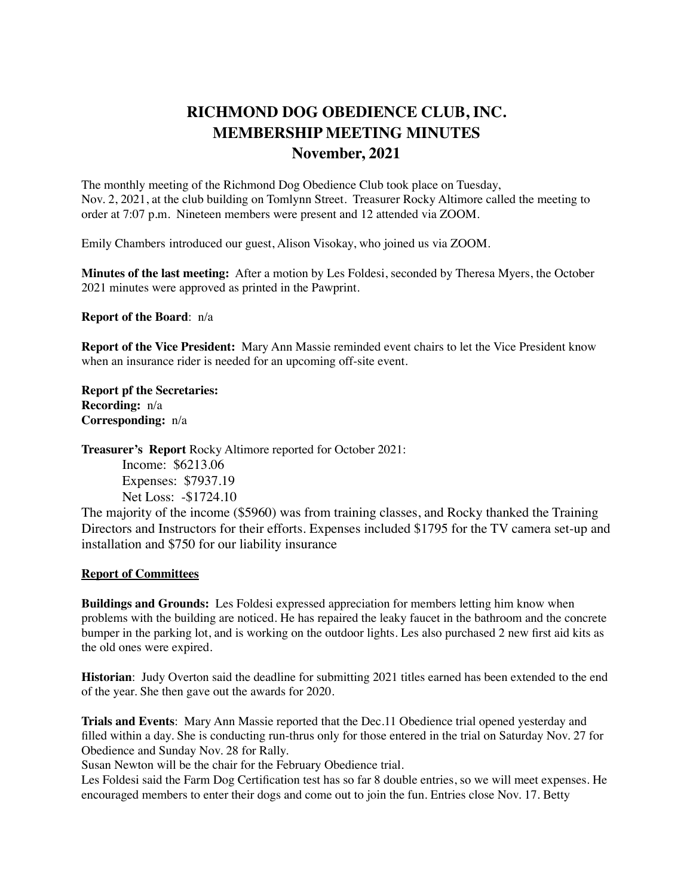# RICHMOND DOG OBEDIENCE CLUB, INC.
# MEMBERSHIP MEETING MINUTES
# November, 2021

The monthly meeting of the Richmond Dog Obedience Club took place on Tuesday, Nov. 2, 2021, at the club building on Tomlynn Street. Treasurer Rocky Altimore called the meeting to order at 7:07 p.m. Nineteen members were present and 12 attended via ZOOM.

Emily Chambers introduced our guest, Alison Visokay, who joined us via ZOOM.

**Minutes of the last meeting:** After a motion by Les Foldesi, seconded by Theresa Myers, the October 2021 minutes were approved as printed in the Pawprint.

**Report of the Board**: n/a

**Report of the Vice President:** Mary Ann Massie reminded event chairs to let the Vice President know when an insurance rider is needed for an upcoming off-site event.

**Report pf the Secretaries:**
**Recording:** n/a
**Corresponding:** n/a

**Treasurer's Report** Rocky Altimore reported for October 2021:

Income: $6213.06
Expenses: $7937.19
Net Loss: -$1724.10

The majority of the income ($5960) was from training classes, and Rocky thanked the Training Directors and Instructors for their efforts. Expenses included $1795 for the TV camera set-up and installation and $750 for our liability insurance

**Report of Committees**

**Buildings and Grounds:** Les Foldesi expressed appreciation for members letting him know when problems with the building are noticed. He has repaired the leaky faucet in the bathroom and the concrete bumper in the parking lot, and is working on the outdoor lights. Les also purchased 2 new first aid kits as the old ones were expired.

**Historian**: Judy Overton said the deadline for submitting 2021 titles earned has been extended to the end of the year. She then gave out the awards for 2020.

**Trials and Events**: Mary Ann Massie reported that the Dec.11 Obedience trial opened yesterday and filled within a day. She is conducting run-thrus only for those entered in the trial on Saturday Nov. 27 for Obedience and Sunday Nov. 28 for Rally.

Susan Newton will be the chair for the February Obedience trial.

Les Foldesi said the Farm Dog Certification test has so far 8 double entries, so we will meet expenses. He encouraged members to enter their dogs and come out to join the fun. Entries close Nov. 17. Betty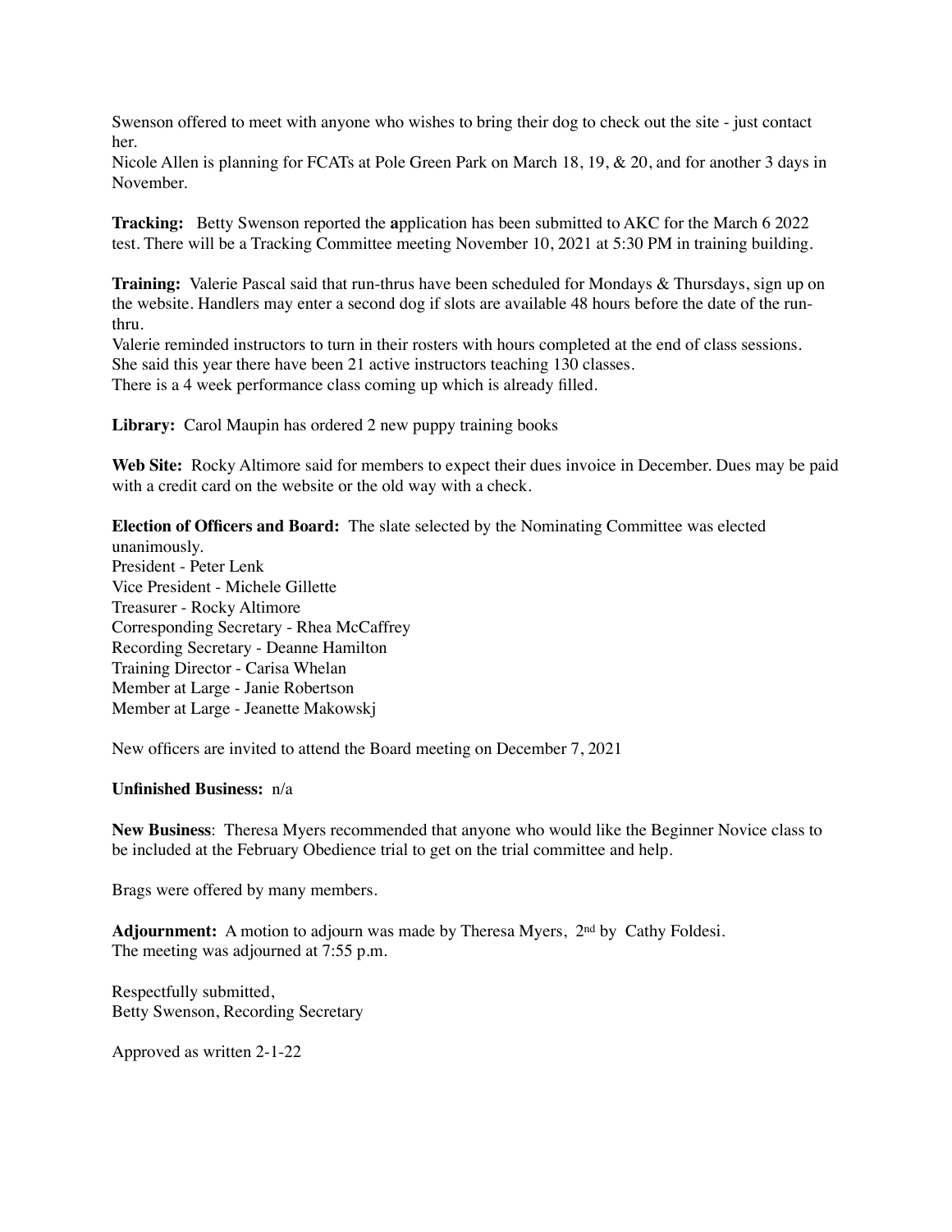Swenson offered to meet with anyone who wishes to bring their dog to check out the site - just contact her.
Nicole Allen is planning for FCATs at Pole Green Park on March 18, 19, & 20, and for another 3 days in November.

**Tracking:** Betty Swenson reported the **a**pplication has been submitted to AKC for the March 6 2022 test. There will be a Tracking Committee meeting November 10, 2021 at 5:30 PM in training building.

**Training:** Valerie Pascal said that run-thrus have been scheduled for Mondays & Thursdays, sign up on the website. Handlers may enter a second dog if slots are available 48 hours before the date of the run-thru.
Valerie reminded instructors to turn in their rosters with hours completed at the end of class sessions. She said this year there have been 21 active instructors teaching 130 classes.
There is a 4 week performance class coming up which is already filled.

**Library:** Carol Maupin has ordered 2 new puppy training books

**Web Site:** Rocky Altimore said for members to expect their dues invoice in December. Dues may be paid with a credit card on the website or the old way with a check.

**Election of Officers and Board:** The slate selected by the Nominating Committee was elected unanimously.
President - Peter Lenk
Vice President - Michele Gillette
Treasurer - Rocky Altimore
Corresponding Secretary - Rhea McCaffrey
Recording Secretary - Deanne Hamilton
Training Director - Carisa Whelan
Member at Large - Janie Robertson
Member at Large - Jeanette Makowskj

New officers are invited to attend the Board meeting on December 7, 2021

**Unfinished Business:** n/a

**New Business**: Theresa Myers recommended that anyone who would like the Beginner Novice class to be included at the February Obedience trial to get on the trial committee and help.

Brags were offered by many members.

**Adjournment:** A motion to adjourn was made by Theresa Myers, 2nd by Cathy Foldesi.
The meeting was adjourned at 7:55 p.m.

Respectfully submitted,
Betty Swenson, Recording Secretary

Approved as written 2-1-22